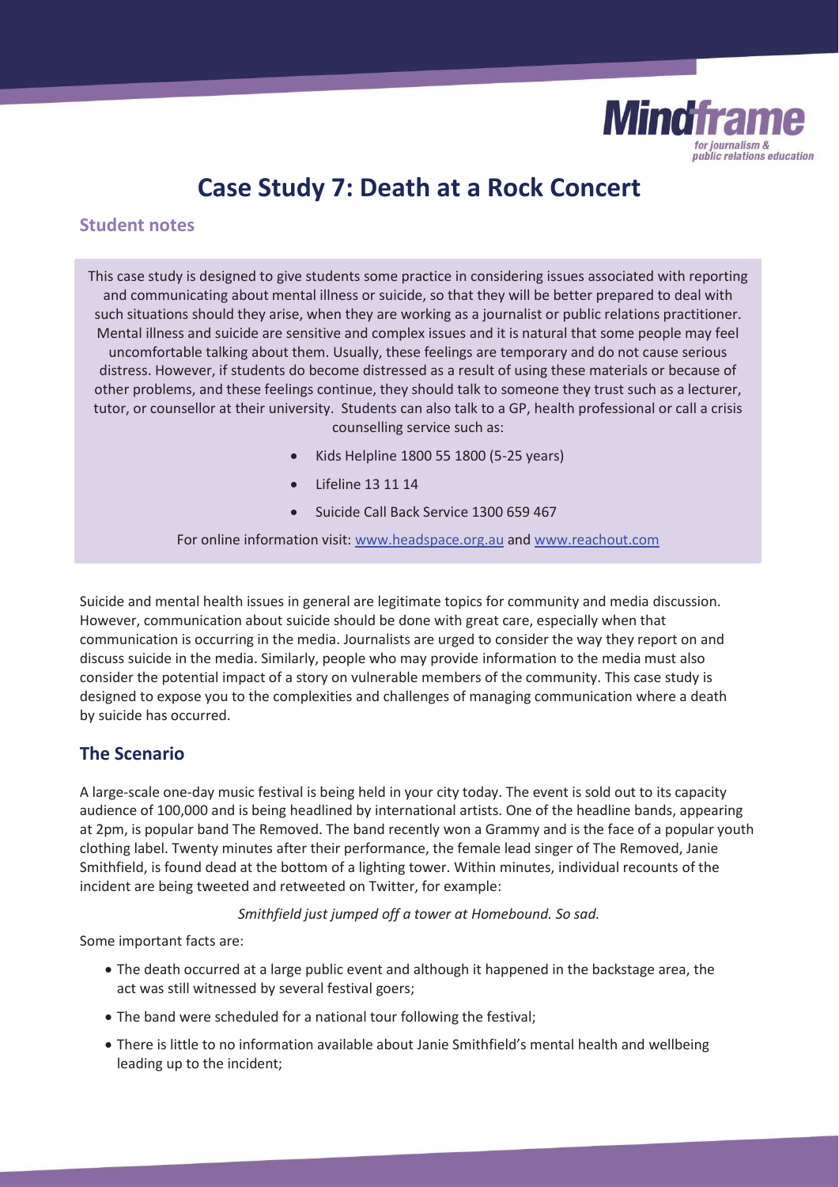# Case Study 7: Death at a Rock Concert

## Student notes

This case study is designed to give students some practice in considering issues associated with reporting and communicating about mental illness or suicide, so that they will be better prepared to deal with such situations should they arise, when they are working as a journalist or public relations practitioner. Mental illness and suicide are sensitive and complex issues and it is natural that some people may feel uncomfortable talking about them. Usually, these feelings are temporary and do not cause serious distress. However, if students do become distressed as a result of using these materials or because of other problems, and these feelings continue, they should talk to someone they trust such as a lecturer, tutor, or counsellor at their university. Students can also talk to a GP, health professional or call a crisis counselling service such as:

- Kids Helpline 1800 55 1800 (5-25 years)
- Lifeline 13 11 14
- Suicide Call Back Service 1300 659 467

For online information visit: www.headspace.org.au and www.reachout.com

Suicide and mental health issues in general are legitimate topics for community and media discussion. However, communication about suicide should be done with great care, especially when that communication is occurring in the media. Journalists are urged to consider the way they report on and discuss suicide in the media. Similarly, people who may provide information to the media must also consider the potential impact of a story on vulnerable members of the community. This case study is designed to expose you to the complexities and challenges of managing communication where a death by suicide has occurred.

## The Scenario

A large-scale one-day music festival is being held in your city today. The event is sold out to its capacity audience of 100,000 and is being headlined by international artists. One of the headline bands, appearing at 2pm, is popular band The Removed. The band recently won a Grammy and is the face of a popular youth clothing label. Twenty minutes after their performance, the female lead singer of The Removed, Janie Smithfield, is found dead at the bottom of a lighting tower. Within minutes, individual recounts of the incident are being tweeted and retweeted on Twitter, for example:

*Smithfield just jumped off a tower at Homebound. So sad.*

Some important facts are:

- The death occurred at a large public event and although it happened in the backstage area, the act was still witnessed by several festival goers;
- The band were scheduled for a national tour following the festival;
- There is little to no information available about Janie Smithfield's mental health and wellbeing leading up to the incident;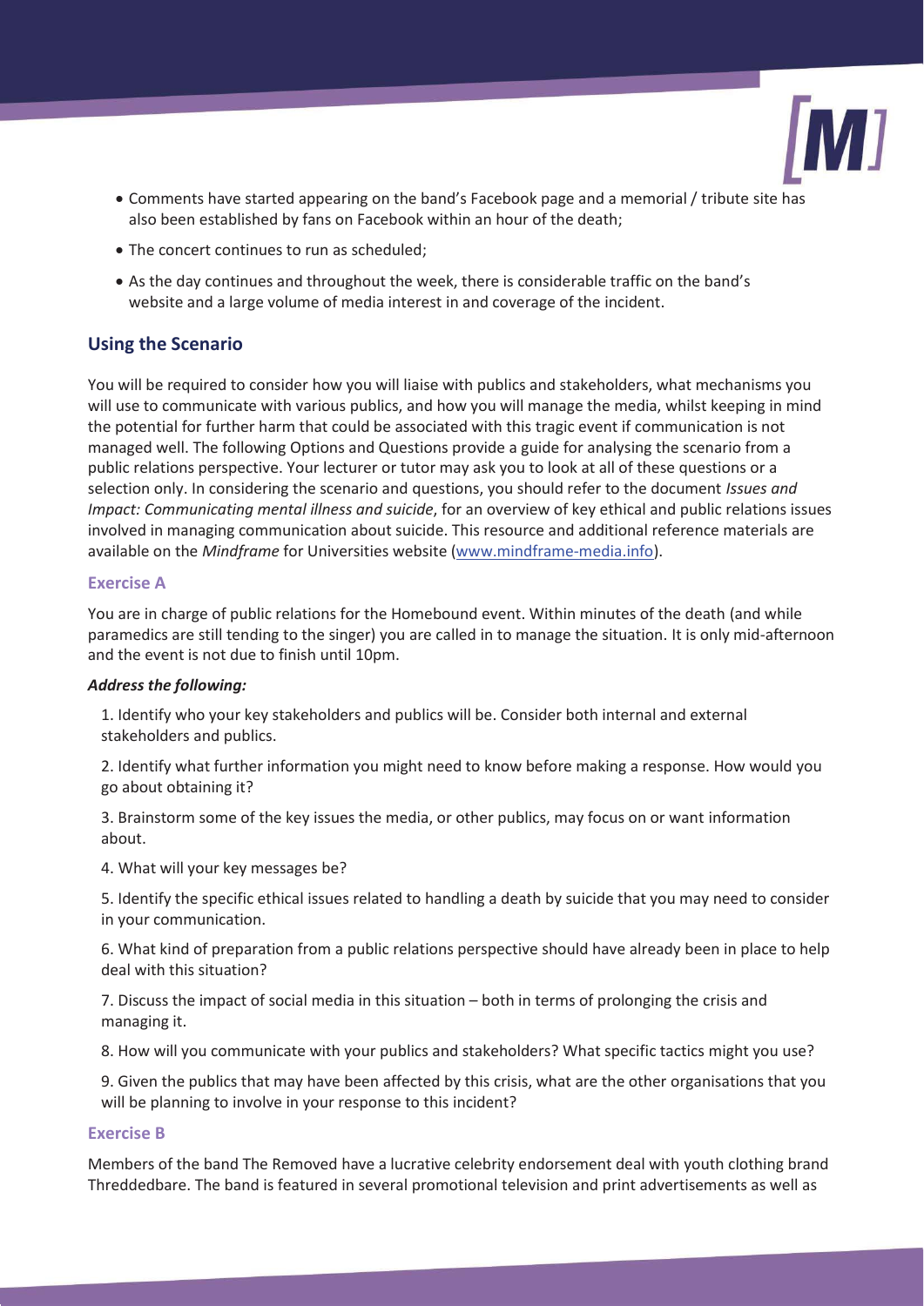- Comments have started appearing on the band's Facebook page and a memorial / tribute site has also been established by fans on Facebook within an hour of the death;
- The concert continues to run as scheduled;
- As the day continues and throughout the week, there is considerable traffic on the band's website and a large volume of media interest in and coverage of the incident.

## Using the Scenario

You will be required to consider how you will liaise with publics and stakeholders, what mechanisms you will use to communicate with various publics, and how you will manage the media, whilst keeping in mind the potential for further harm that could be associated with this tragic event if communication is not managed well. The following Options and Questions provide a guide for analysing the scenario from a public relations perspective. Your lecturer or tutor may ask you to look at all of these questions or a selection only. In considering the scenario and questions, you should refer to the document *Issues and Impact: Communicating mental illness and suicide*, for an overview of key ethical and public relations issues involved in managing communication about suicide. This resource and additional reference materials are available on the *Mindframe* for Universities website (www.mindframe-media.info).

### Exercise A

You are in charge of public relations for the Homebound event. Within minutes of the death (and while paramedics are still tending to the singer) you are called in to manage the situation. It is only mid-afternoon and the event is not due to finish until 10pm.

***Address the following:***

1. Identify who your key stakeholders and publics will be. Consider both internal and external stakeholders and publics.

2. Identify what further information you might need to know before making a response. How would you go about obtaining it?

3. Brainstorm some of the key issues the media, or other publics, may focus on or want information about.

4. What will your key messages be?

5. Identify the specific ethical issues related to handling a death by suicide that you may need to consider in your communication.

6. What kind of preparation from a public relations perspective should have already been in place to help deal with this situation?

7. Discuss the impact of social media in this situation – both in terms of prolonging the crisis and managing it.

8. How will you communicate with your publics and stakeholders? What specific tactics might you use?

9. Given the publics that may have been affected by this crisis, what are the other organisations that you will be planning to involve in your response to this incident?

### Exercise B

Members of the band The Removed have a lucrative celebrity endorsement deal with youth clothing brand Threddedbare. The band is featured in several promotional television and print advertisements as well as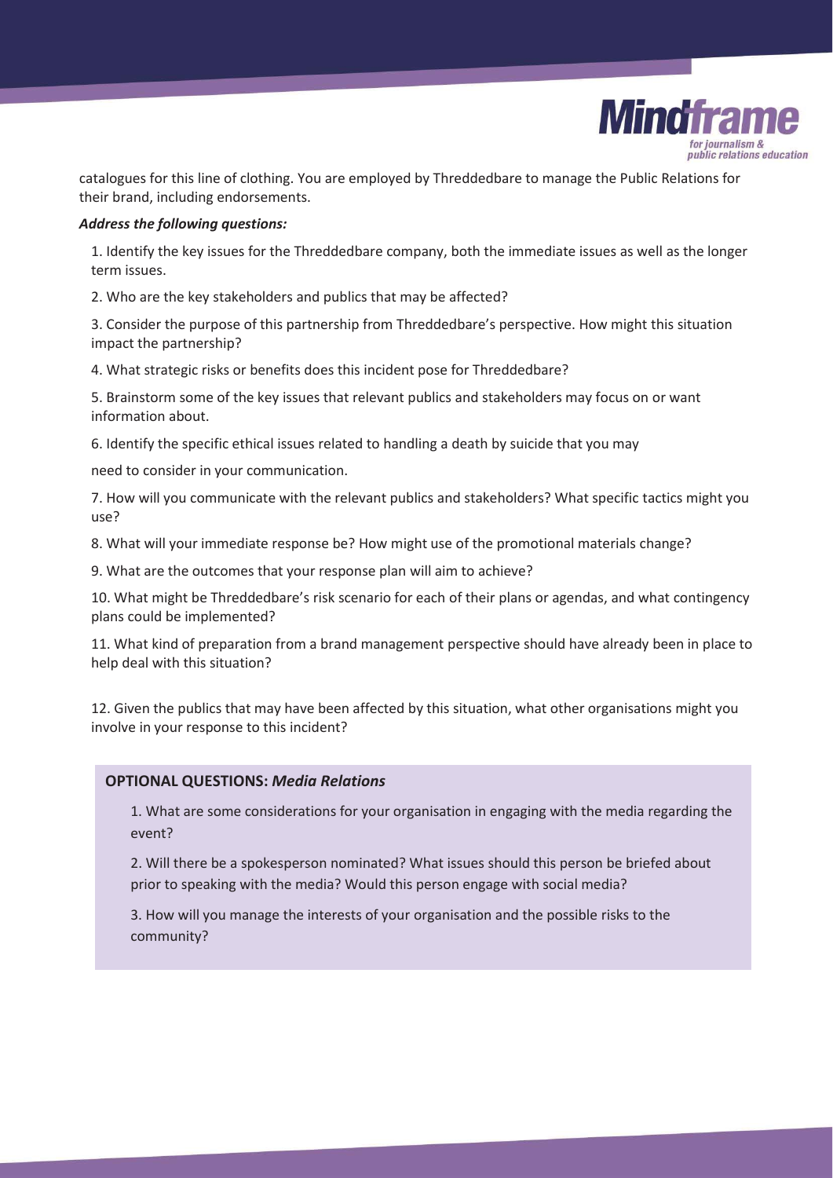catalogues for this line of clothing. You are employed by Threddedbare to manage the Public Relations for their brand, including endorsements.

***Address the following questions:***

1. Identify the key issues for the Threddedbare company, both the immediate issues as well as the longer term issues.

2. Who are the key stakeholders and publics that may be affected?

3. Consider the purpose of this partnership from Threddedbare's perspective. How might this situation impact the partnership?

4. What strategic risks or benefits does this incident pose for Threddedbare?

5. Brainstorm some of the key issues that relevant publics and stakeholders may focus on or want information about.

6. Identify the specific ethical issues related to handling a death by suicide that you may need to consider in your communication.

7. How will you communicate with the relevant publics and stakeholders? What specific tactics might you use?

8. What will your immediate response be? How might use of the promotional materials change?

9. What are the outcomes that your response plan will aim to achieve?

10. What might be Threddedbare's risk scenario for each of their plans or agendas, and what contingency plans could be implemented?

11. What kind of preparation from a brand management perspective should have already been in place to help deal with this situation?

12. Given the publics that may have been affected by this situation, what other organisations might you involve in your response to this incident?

**OPTIONAL QUESTIONS:** ***Media Relations***

1. What are some considerations for your organisation in engaging with the media regarding the event?

2. Will there be a spokesperson nominated? What issues should this person be briefed about prior to speaking with the media? Would this person engage with social media?

3. How will you manage the interests of your organisation and the possible risks to the community?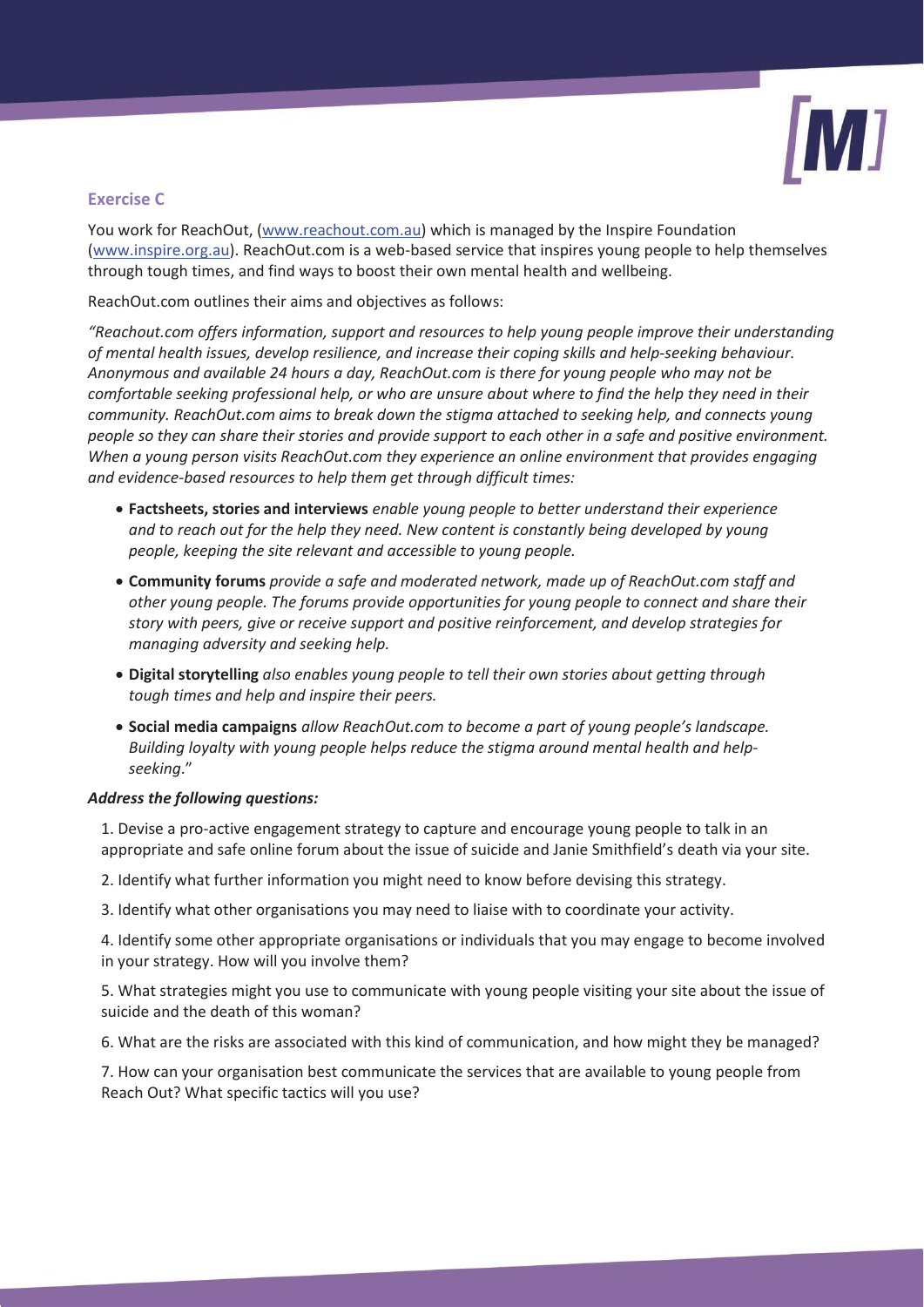## Exercise C

You work for ReachOut, (www.reachout.com.au) which is managed by the Inspire Foundation (www.inspire.org.au). ReachOut.com is a web-based service that inspires young people to help themselves through tough times, and find ways to boost their own mental health and wellbeing.

ReachOut.com outlines their aims and objectives as follows:

*"Reachout.com offers information, support and resources to help young people improve their understanding of mental health issues, develop resilience, and increase their coping skills and help-seeking behaviour. Anonymous and available 24 hours a day, ReachOut.com is there for young people who may not be comfortable seeking professional help, or who are unsure about where to find the help they need in their community. ReachOut.com aims to break down the stigma attached to seeking help, and connects young people so they can share their stories and provide support to each other in a safe and positive environment. When a young person visits ReachOut.com they experience an online environment that provides engaging and evidence-based resources to help them get through difficult times:*

- **Factsheets, stories and interviews** *enable young people to better understand their experience and to reach out for the help they need. New content is constantly being developed by young people, keeping the site relevant and accessible to young people.*
- **Community forums** *provide a safe and moderated network, made up of ReachOut.com staff and other young people. The forums provide opportunities for young people to connect and share their story with peers, give or receive support and positive reinforcement, and develop strategies for managing adversity and seeking help.*
- **Digital storytelling** *also enables young people to tell their own stories about getting through tough times and help and inspire their peers.*
- **Social media campaigns** *allow ReachOut.com to become a part of young people's landscape. Building loyalty with young people helps reduce the stigma around mental health and help-seeking.*"

***Address the following questions:***

1. Devise a pro-active engagement strategy to capture and encourage young people to talk in an appropriate and safe online forum about the issue of suicide and Janie Smithfield's death via your site.
2. Identify what further information you might need to know before devising this strategy.
3. Identify what other organisations you may need to liaise with to coordinate your activity.
4. Identify some other appropriate organisations or individuals that you may engage to become involved in your strategy. How will you involve them?
5. What strategies might you use to communicate with young people visiting your site about the issue of suicide and the death of this woman?
6. What are the risks are associated with this kind of communication, and how might they be managed?
7. How can your organisation best communicate the services that are available to young people from Reach Out? What specific tactics will you use?